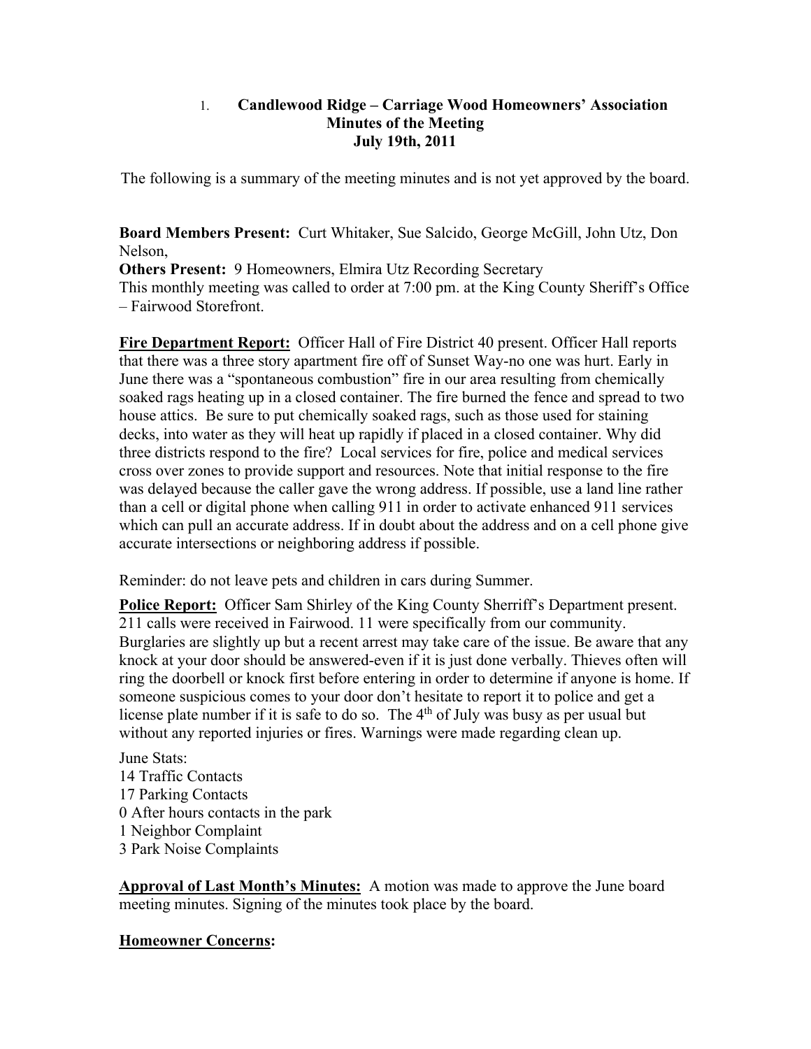# 1. Candlewood Ridge – Carriage Wood Homeowners' Association
## Minutes of the Meeting
## July 19th, 2011

The following is a summary of the meeting minutes and is not yet approved by the board.

**Board Members Present:** Curt Whitaker, Sue Salcido, George McGill, John Utz, Don Nelson,
**Others Present:** 9 Homeowners, Elmira Utz Recording Secretary
This monthly meeting was called to order at 7:00 pm. at the King County Sheriff's Office – Fairwood Storefront.

**Fire Department Report:** Officer Hall of Fire District 40 present. Officer Hall reports that there was a three story apartment fire off of Sunset Way-no one was hurt. Early in June there was a "spontaneous combustion" fire in our area resulting from chemically soaked rags heating up in a closed container. The fire burned the fence and spread to two house attics. Be sure to put chemically soaked rags, such as those used for staining decks, into water as they will heat up rapidly if placed in a closed container. Why did three districts respond to the fire? Local services for fire, police and medical services cross over zones to provide support and resources. Note that initial response to the fire was delayed because the caller gave the wrong address. If possible, use a land line rather than a cell or digital phone when calling 911 in order to activate enhanced 911 services which can pull an accurate address. If in doubt about the address and on a cell phone give accurate intersections or neighboring address if possible.

Reminder: do not leave pets and children in cars during Summer.

**Police Report:** Officer Sam Shirley of the King County Sherriff's Department present. 211 calls were received in Fairwood. 11 were specifically from our community. Burglaries are slightly up but a recent arrest may take care of the issue. Be aware that any knock at your door should be answered-even if it is just done verbally. Thieves often will ring the doorbell or knock first before entering in order to determine if anyone is home. If someone suspicious comes to your door don't hesitate to report it to police and get a license plate number if it is safe to do so. The 4th of July was busy as per usual but without any reported injuries or fires. Warnings were made regarding clean up.

June Stats:
14 Traffic Contacts
17 Parking Contacts
0 After hours contacts in the park
1 Neighbor Complaint
3 Park Noise Complaints

**Approval of Last Month's Minutes:** A motion was made to approve the June board meeting minutes. Signing of the minutes took place by the board.

**Homeowner Concerns:**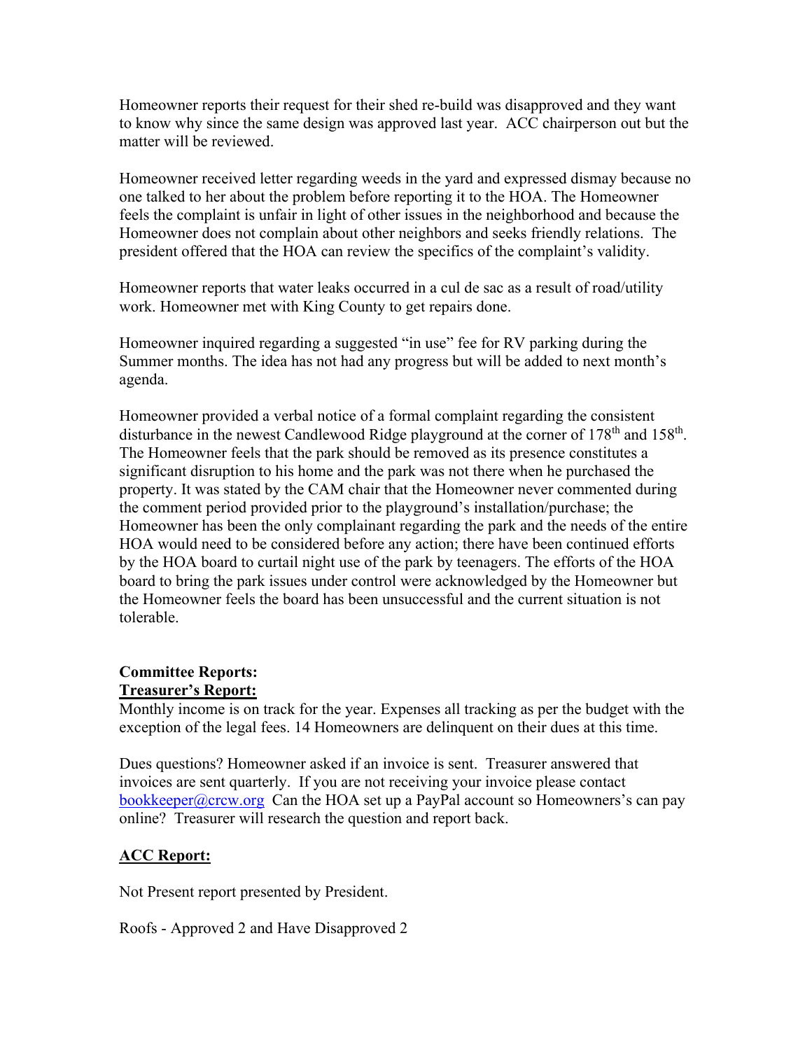Homeowner reports their request for their shed re-build was disapproved and they want to know why since the same design was approved last year. ACC chairperson out but the matter will be reviewed.

Homeowner received letter regarding weeds in the yard and expressed dismay because no one talked to her about the problem before reporting it to the HOA. The Homeowner feels the complaint is unfair in light of other issues in the neighborhood and because the Homeowner does not complain about other neighbors and seeks friendly relations. The president offered that the HOA can review the specifics of the complaint's validity.

Homeowner reports that water leaks occurred in a cul de sac as a result of road/utility work. Homeowner met with King County to get repairs done.

Homeowner inquired regarding a suggested "in use" fee for RV parking during the Summer months. The idea has not had any progress but will be added to next month's agenda.

Homeowner provided a verbal notice of a formal complaint regarding the consistent disturbance in the newest Candlewood Ridge playground at the corner of 178th and 158th. The Homeowner feels that the park should be removed as its presence constitutes a significant disruption to his home and the park was not there when he purchased the property. It was stated by the CAM chair that the Homeowner never commented during the comment period provided prior to the playground's installation/purchase; the Homeowner has been the only complainant regarding the park and the needs of the entire HOA would need to be considered before any action; there have been continued efforts by the HOA board to curtail night use of the park by teenagers. The efforts of the HOA board to bring the park issues under control were acknowledged by the Homeowner but the Homeowner feels the board has been unsuccessful and the current situation is not tolerable.

**Committee Reports:**

**Treasurer's Report:**

Monthly income is on track for the year. Expenses all tracking as per the budget with the exception of the legal fees. 14 Homeowners are delinquent on their dues at this time.

Dues questions? Homeowner asked if an invoice is sent. Treasurer answered that invoices are sent quarterly. If you are not receiving your invoice please contact [bookkeeper@crcw.org](mailto:bookkeeper@crcw.org) Can the HOA set up a PayPal account so Homeowners's can pay online? Treasurer will research the question and report back.

**ACC Report:**

Not Present report presented by President.

Roofs - Approved 2 and Have Disapproved 2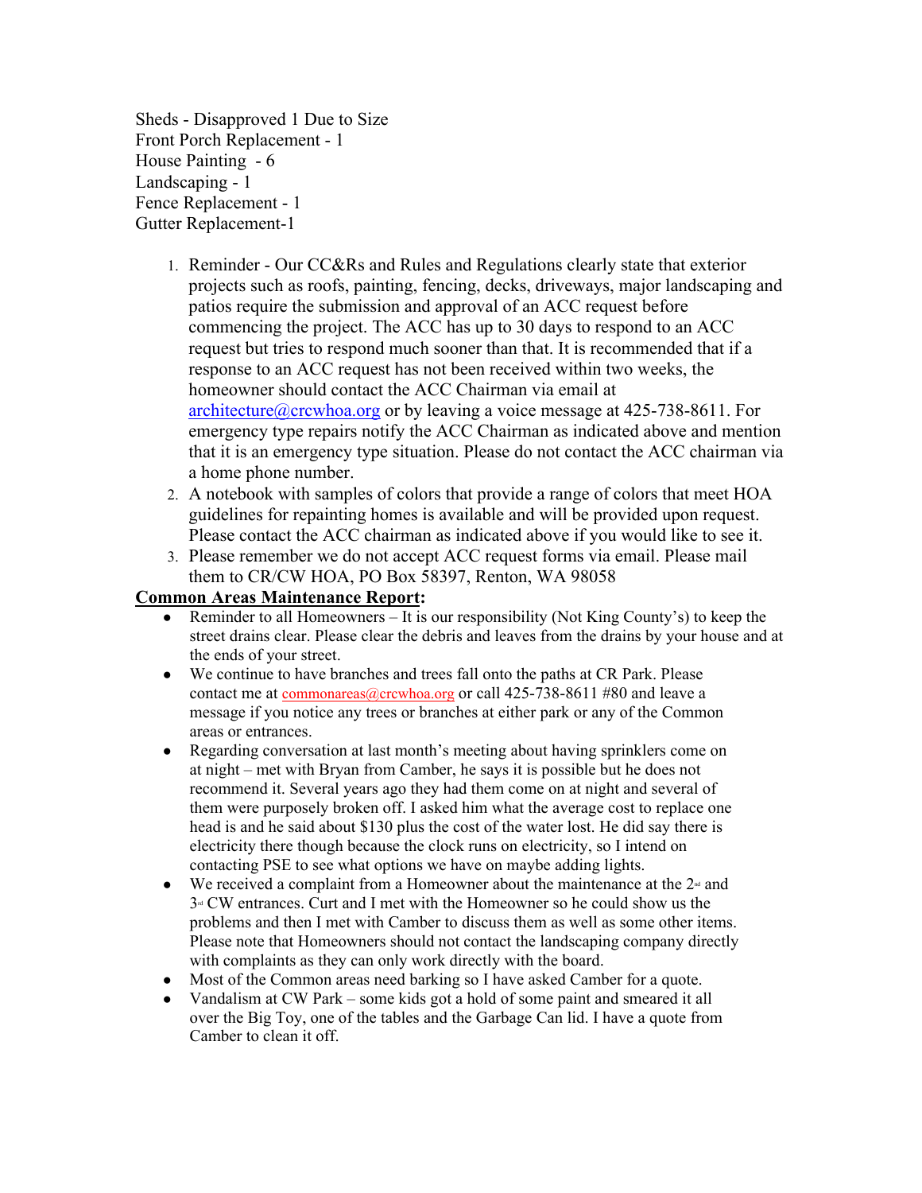Sheds - Disapproved 1 Due to Size
Front Porch Replacement - 1
House Painting - 6
Landscaping - 1
Fence Replacement - 1
Gutter Replacement-1

1. Reminder - Our CC&Rs and Rules and Regulations clearly state that exterior projects such as roofs, painting, fencing, decks, driveways, major landscaping and patios require the submission and approval of an ACC request before commencing the project. The ACC has up to 30 days to respond to an ACC request but tries to respond much sooner than that. It is recommended that if a response to an ACC request has not been received within two weeks, the homeowner should contact the ACC Chairman via email at architecture@crcwhoa.org or by leaving a voice message at 425-738-8611. For emergency type repairs notify the ACC Chairman as indicated above and mention that it is an emergency type situation. Please do not contact the ACC chairman via a home phone number.
2. A notebook with samples of colors that provide a range of colors that meet HOA guidelines for repainting homes is available and will be provided upon request. Please contact the ACC chairman as indicated above if you would like to see it.
3. Please remember we do not accept ACC request forms via email. Please mail them to CR/CW HOA, PO Box 58397, Renton, WA 98058

**Common Areas Maintenance Report:**

- Reminder to all Homeowners – It is our responsibility (Not King County's) to keep the street drains clear. Please clear the debris and leaves from the drains by your house and at the ends of your street.
- We continue to have branches and trees fall onto the paths at CR Park. Please contact me at commonareas@crcwhoa.org or call 425-738-8611 #80 and leave a message if you notice any trees or branches at either park or any of the Common areas or entrances.
- Regarding conversation at last month's meeting about having sprinklers come on at night – met with Bryan from Camber, he says it is possible but he does not recommend it. Several years ago they had them come on at night and several of them were purposely broken off. I asked him what the average cost to replace one head is and he said about $130 plus the cost of the water lost. He did say there is electricity there though because the clock runs on electricity, so I intend on contacting PSE to see what options we have on maybe adding lights.
- We received a complaint from a Homeowner about the maintenance at the 2nd and 3rd CW entrances. Curt and I met with the Homeowner so he could show us the problems and then I met with Camber to discuss them as well as some other items. Please note that Homeowners should not contact the landscaping company directly with complaints as they can only work directly with the board.
- Most of the Common areas need barking so I have asked Camber for a quote.
- Vandalism at CW Park – some kids got a hold of some paint and smeared it all over the Big Toy, one of the tables and the Garbage Can lid. I have a quote from Camber to clean it off.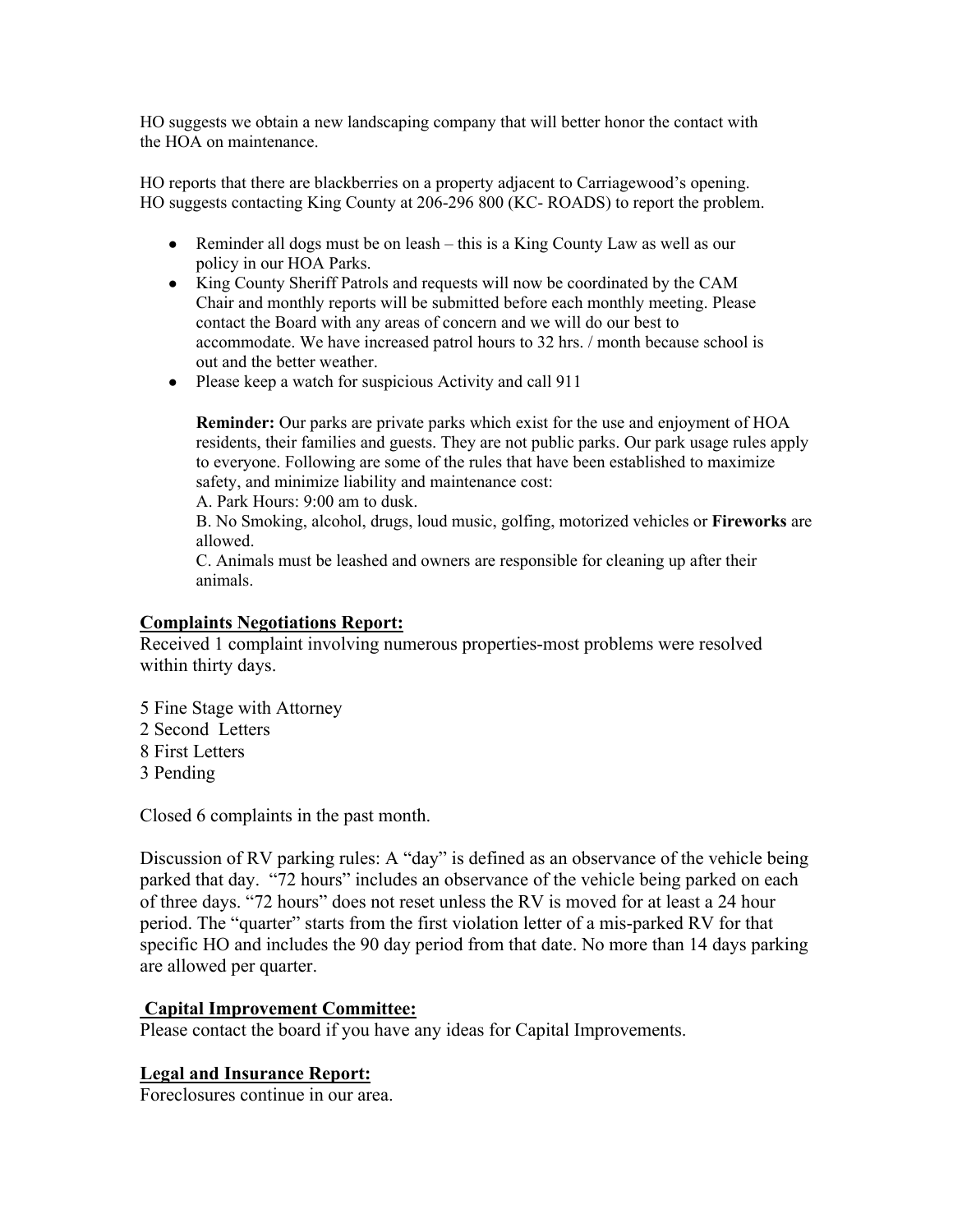HO suggests we obtain a new landscaping company that will better honor the contact with the HOA on maintenance.

HO reports that there are blackberries on a property adjacent to Carriagewood's opening. HO suggests contacting King County at 206-296 800 (KC- ROADS) to report the problem.

- Reminder all dogs must be on leash – this is a King County Law as well as our policy in our HOA Parks.
- King County Sheriff Patrols and requests will now be coordinated by the CAM Chair and monthly reports will be submitted before each monthly meeting. Please contact the Board with any areas of concern and we will do our best to accommodate. We have increased patrol hours to 32 hrs. / month because school is out and the better weather.
- Please keep a watch for suspicious Activity and call 911

  **Reminder:** Our parks are private parks which exist for the use and enjoyment of HOA residents, their families and guests. They are not public parks. Our park usage rules apply to everyone. Following are some of the rules that have been established to maximize safety, and minimize liability and maintenance cost:
  A. Park Hours: 9:00 am to dusk.
  B. No Smoking, alcohol, drugs, loud music, golfing, motorized vehicles or **Fireworks** are allowed.
  C. Animals must be leashed and owners are responsible for cleaning up after their animals.

**Complaints Negotiations Report:**

Received 1 complaint involving numerous properties-most problems were resolved within thirty days.

5 Fine Stage with Attorney
2 Second Letters
8 First Letters
3 Pending

Closed 6 complaints in the past month.

Discussion of RV parking rules: A "day" is defined as an observance of the vehicle being parked that day. "72 hours" includes an observance of the vehicle being parked on each of three days. "72 hours" does not reset unless the RV is moved for at least a 24 hour period. The "quarter" starts from the first violation letter of a mis-parked RV for that specific HO and includes the 90 day period from that date. No more than 14 days parking are allowed per quarter.

**Capital Improvement Committee:**

Please contact the board if you have any ideas for Capital Improvements.

**Legal and Insurance Report:**

Foreclosures continue in our area.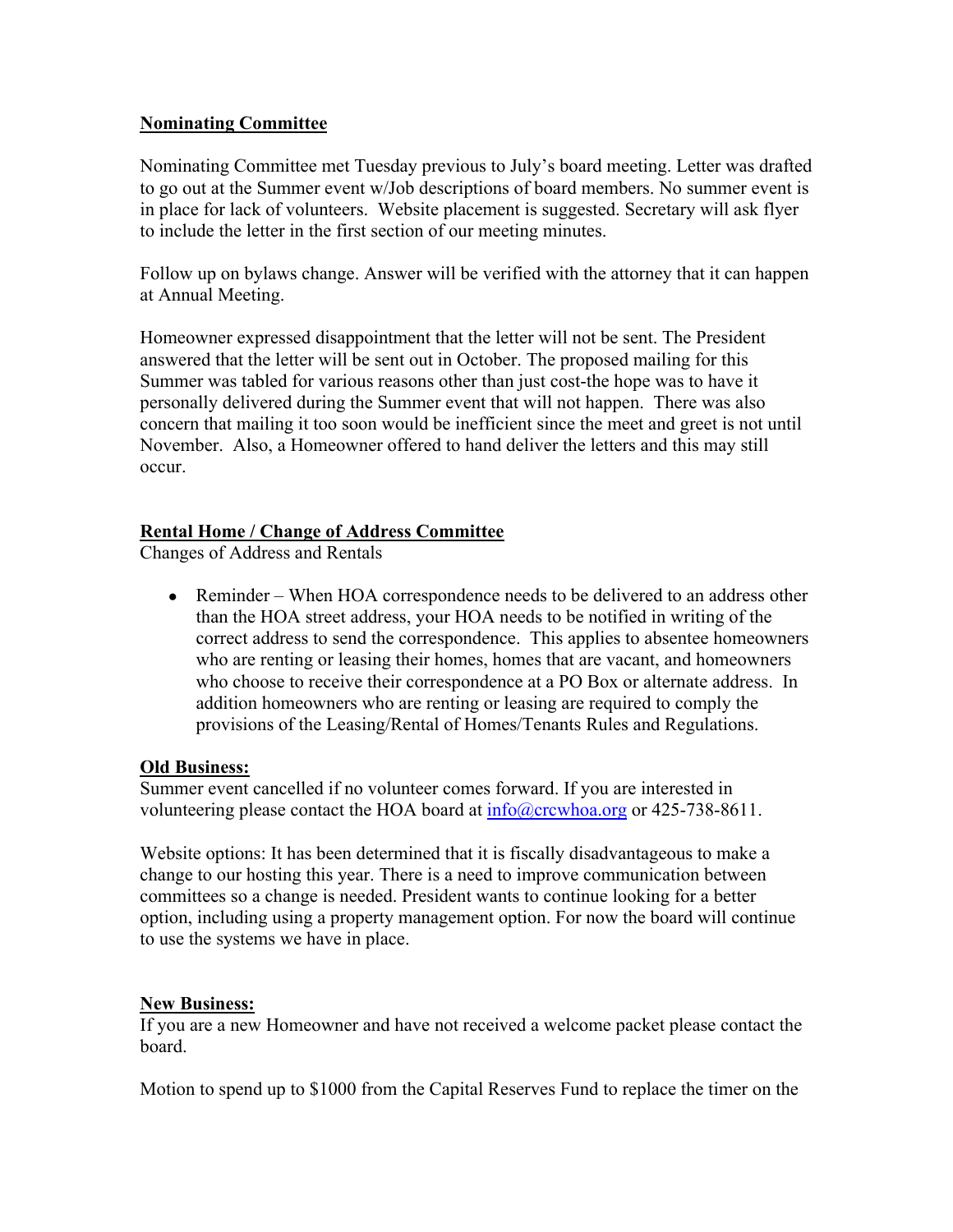**Nominating Committee**

Nominating Committee met Tuesday previous to July's board meeting. Letter was drafted to go out at the Summer event w/Job descriptions of board members. No summer event is in place for lack of volunteers. Website placement is suggested. Secretary will ask flyer to include the letter in the first section of our meeting minutes.

Follow up on bylaws change. Answer will be verified with the attorney that it can happen at Annual Meeting.

Homeowner expressed disappointment that the letter will not be sent. The President answered that the letter will be sent out in October. The proposed mailing for this Summer was tabled for various reasons other than just cost-the hope was to have it personally delivered during the Summer event that will not happen. There was also concern that mailing it too soon would be inefficient since the meet and greet is not until November. Also, a Homeowner offered to hand deliver the letters and this may still occur.

**Rental Home / Change of Address Committee**

Changes of Address and Rentals

- Reminder – When HOA correspondence needs to be delivered to an address other than the HOA street address, your HOA needs to be notified in writing of the correct address to send the correspondence. This applies to absentee homeowners who are renting or leasing their homes, homes that are vacant, and homeowners who choose to receive their correspondence at a PO Box or alternate address. In addition homeowners who are renting or leasing are required to comply the provisions of the Leasing/Rental of Homes/Tenants Rules and Regulations.

**Old Business:**

Summer event cancelled if no volunteer comes forward. If you are interested in volunteering please contact the HOA board at info@crcwhoa.org or 425-738-8611.

Website options: It has been determined that it is fiscally disadvantageous to make a change to our hosting this year. There is a need to improve communication between committees so a change is needed. President wants to continue looking for a better option, including using a property management option. For now the board will continue to use the systems we have in place.

**New Business:**

If you are a new Homeowner and have not received a welcome packet please contact the board.

Motion to spend up to $1000 from the Capital Reserves Fund to replace the timer on the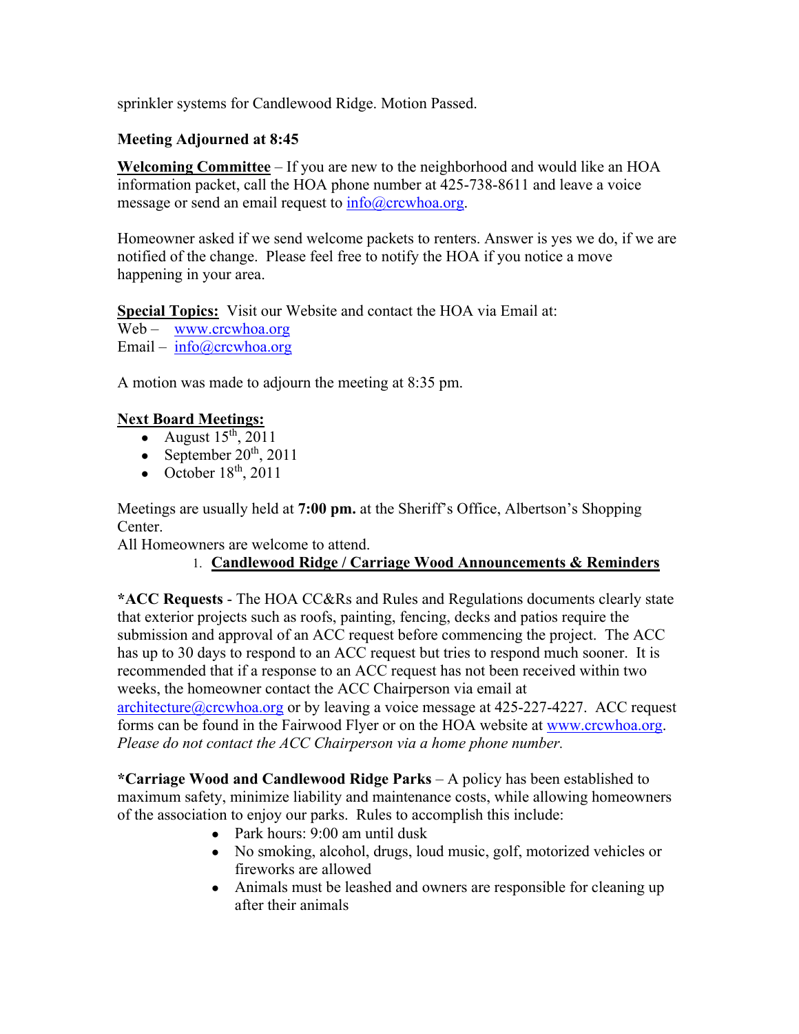sprinkler systems for Candlewood Ridge. Motion Passed.

**Meeting Adjourned at 8:45**

**Welcoming Committee** – If you are new to the neighborhood and would like an HOA information packet, call the HOA phone number at 425-738-8611 and leave a voice message or send an email request to info@crcwhoa.org.

Homeowner asked if we send welcome packets to renters. Answer is yes we do, if we are notified of the change. Please feel free to notify the HOA if you notice a move happening in your area.

**Special Topics:** Visit our Website and contact the HOA via Email at:
Web – www.crcwhoa.org
Email – info@crcwhoa.org

A motion was made to adjourn the meeting at 8:35 pm.

**Next Board Meetings:**

- August 15th, 2011
- September 20th, 2011
- October 18th, 2011

Meetings are usually held at **7:00 pm.** at the Sheriff's Office, Albertson's Shopping Center.
All Homeowners are welcome to attend.

1. **Candlewood Ridge / Carriage Wood Announcements & Reminders**

***ACC Requests** - The HOA CC&Rs and Rules and Regulations documents clearly state that exterior projects such as roofs, painting, fencing, decks and patios require the submission and approval of an ACC request before commencing the project. The ACC has up to 30 days to respond to an ACC request but tries to respond much sooner. It is recommended that if a response to an ACC request has not been received within two weeks, the homeowner contact the ACC Chairperson via email at architecture@crcwhoa.org or by leaving a voice message at 425-227-4227. ACC request forms can be found in the Fairwood Flyer or on the HOA website at www.crcwhoa.org. *Please do not contact the ACC Chairperson via a home phone number.*

***Carriage Wood and Candlewood Ridge Parks** – A policy has been established to maximum safety, minimize liability and maintenance costs, while allowing homeowners of the association to enjoy our parks. Rules to accomplish this include:

- Park hours: 9:00 am until dusk
- No smoking, alcohol, drugs, loud music, golf, motorized vehicles or fireworks are allowed
- Animals must be leashed and owners are responsible for cleaning up after their animals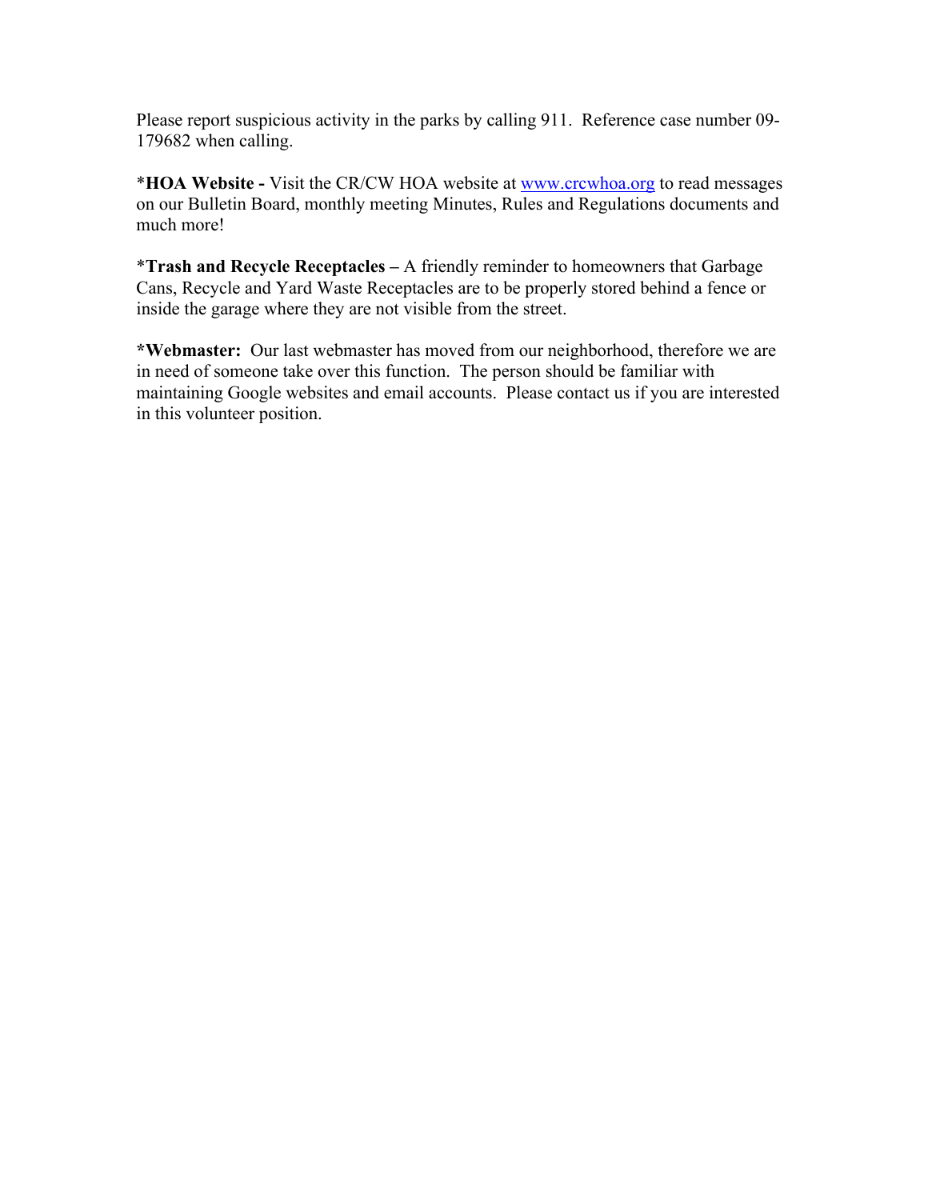Please report suspicious activity in the parks by calling 911. Reference case number 09-179682 when calling.

***HOA Website -** Visit the CR/CW HOA website at [www.crcwhoa.org](http://www.crcwhoa.org) to read messages on our Bulletin Board, monthly meeting Minutes, Rules and Regulations documents and much more!

***Trash and Recycle Receptacles –** A friendly reminder to homeowners that Garbage Cans, Recycle and Yard Waste Receptacles are to be properly stored behind a fence or inside the garage where they are not visible from the street.

***Webmaster:** Our last webmaster has moved from our neighborhood, therefore we are in need of someone take over this function. The person should be familiar with maintaining Google websites and email accounts. Please contact us if you are interested in this volunteer position.